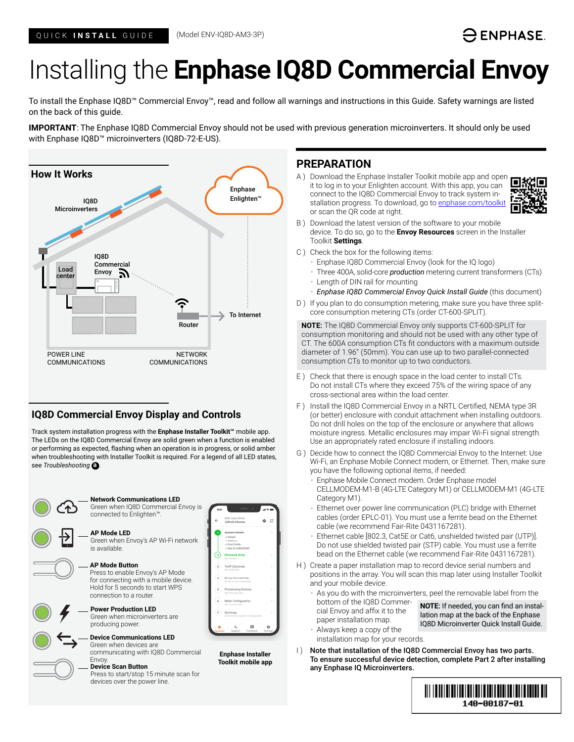QUICK **INSTALL** GUIDE (Model ENV-IQ8D-AM3-3P)

# Installing the **Enphase IQ8D Commercial Envoy**

To install the Enphase IQ8D™ Commercial Envoy™, read and follow all warnings and instructions in this Guide. Safety warnings are listed on the back of this guide.

**IMPORTANT**: The Enphase IQ8D Commercial Envoy should not be used with previous generation microinverters. It should only be used with Enphase IQ8D™ microinverters (IQ8D-72-E-US).

## How It Works

IQ8D Microinverters

Enphase Enlighten™

Load center

IQ8D Commercial Envoy

Router

To Internet

POWER LINE COMMUNICATIONS

NETWORK COMMUNICATIONS

## IQ8D Commercial Envoy Display and Controls

Track system installation progress with the **Enphase Installer Toolkit**™ mobile app. The LEDs on the IQ8D Commercial Envoy are solid green when a function is enabled or performing as expected, flashing when an operation is in progress, or solid amber when troubleshooting with Installer Toolkit is required. For a legend of all LED states, see *Troubleshooting* **a**.

**Network Communications LED**
Green when IQ8D Commercial Envoy is connected to Enlighten™.

**AP Mode LED**
Green when Envoy's AP Wi-Fi network is available.

**AP Mode Button**
Press to enable Envoy's AP Mode for connecting with a mobile device. Hold for 5 seconds to start WPS connection to a router.

**Power Production LED**
Green when microinverters are producing power.

**Device Communications LED**
Green when devices are communicating with IQ8D Commercial Envoy.

**Device Scan Button**
Press to start/stop 15 minute scan for devices over the power line.

**Enphase Installer Toolkit mobile app**

## PREPARATION

A ) Download the Enphase Installer Toolkit mobile app and open it to log in to your Enlighten account. With this app, you can connect to the IQ8D Commercial Envoy to track system installation progress. To download, go to enphase.com/toolkit or scan the QR code at right.

B ) Download the latest version of the software to your mobile device. To do so, go to the **Envoy Resources** screen in the Installer Toolkit **Settings**.

C ) Check the box for the following items:
- Enphase IQ8D Commercial Envoy (look for the IQ logo)
- Three 400A, solid-core *production* metering current transformers (CTs)
- Length of DIN rail for mounting
- *Enphase IQ8D Commercial Envoy Quick Install Guide* (this document)

D ) If you plan to do consumption metering, make sure you have three split-core consumption metering CTs (order CT-600-SPLIT).

**NOTE:** The IQ8D Commercial Envoy only supports CT-600-SPLIT for consumption monitoring and should not be used with any other type of CT. The 600A consumption CTs fit conductors with a maximum outside diameter of 1.96" (50mm). You can use up to two parallel-connected consumption CTs to monitor up to two conductors.

E ) Check that there is enough space in the load center to install CTs. Do not install CTs where they exceed 75% of the wiring space of any cross-sectional area within the load center.

F ) Install the IQ8D Commercial Envoy in a NRTL Certified, NEMA type 3R (or better) enclosure with conduit attachment when installing outdoors. Do not drill holes on the top of the enclosure or anywhere that allows moisture ingress. Metallic enclosures may impair Wi-Fi signal strength. Use an appropriately rated enclosure if installing indoors.

G ) Decide how to connect the IQ8D Commercial Envoy to the Internet: Use Wi-Fi, an Enphase Mobile Connect modem, or Ethernet. Then, make sure you have the following optional items, if needed:
- Enphase Mobile Connect modem. Order Enphase model CELLMODEM-M1-B (4G-LTE Category M1) or CELLMODEM-M1 (4G-LTE Category M1).
- Ethernet over power line communication (PLC) bridge with Ethernet cables (order EPLC-01). You must use a ferrite bead on the Ethernet cable (we recommend Fair-Rite 0431167281).
- Ethernet cable [802.3, Cat5E or Cat6, unshielded twisted pair (UTP)]. Do not use shielded twisted pair (STP) cable. You must use a ferrite bead on the Ethernet cable (we recommend Fair-Rite 0431167281).

H ) Create a paper installation map to record device serial numbers and positions in the array. You will scan this map later using Installer Toolkit and your mobile device.
- As you do with the microinverters, peel the removable label from the bottom of the IQ8D Commercial Envoy and affix it to the paper installation map.
- Always keep a copy of the installation map for your records.

**NOTE:** If needed, you can find an installation map at the back of the Enphase IQ8D Microinverter Quick Install Guide.

I ) **Note that installation of the IQ8D Commercial Envoy has two parts. To ensure successful device detection, complete Part 2 after installing any Enphase IQ Microinverters.**

140-00187-01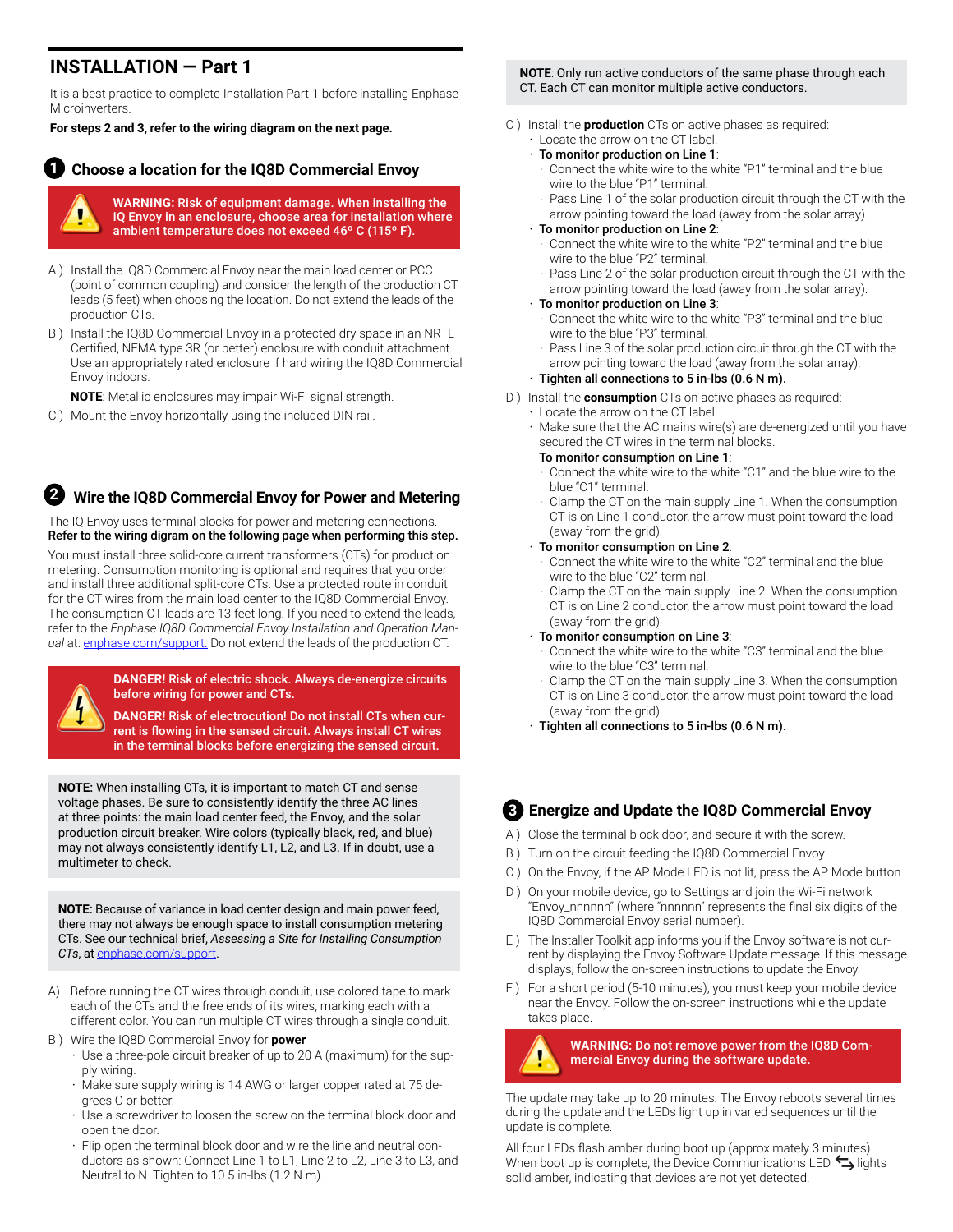## INSTALLATION — Part 1

It is a best practice to complete Installation Part 1 before installing Enphase Microinverters.

**For steps 2 and 3, refer to the wiring diagram on the next page.**

### 1 Choose a location for the IQ8D Commercial Envoy

**WARNING: Risk of equipment damage. When installing the IQ Envoy in an enclosure, choose area for installation where ambient temperature does not exceed 46º C (115º F).**

A ) Install the IQ8D Commercial Envoy near the main load center or PCC (point of common coupling) and consider the length of the production CT leads (5 feet) when choosing the location. Do not extend the leads of the production CTs.

B ) Install the IQ8D Commercial Envoy in a protected dry space in an NRTL Certified, NEMA type 3R (or better) enclosure with conduit attachment. Use an appropriately rated enclosure if hard wiring the IQ8D Commercial Envoy indoors.

**NOTE**: Metallic enclosures may impair Wi-Fi signal strength.

C ) Mount the Envoy horizontally using the included DIN rail.

### 2 Wire the IQ8D Commercial Envoy for Power and Metering

The IQ Envoy uses terminal blocks for power and metering connections. **Refer to the wiring digram on the following page when performing this step.**

You must install three solid-core current transformers (CTs) for production metering. Consumption monitoring is optional and requires that you order and install three additional split-core CTs. Use a protected route in conduit for the CT wires from the main load center to the IQ8D Commercial Envoy. The consumption CT leads are 13 feet long. If you need to extend the leads, refer to the *Enphase IQ8D Commercial Envoy Installation and Operation Manual* at: enphase.com/support. Do not extend the leads of the production CT.

**DANGER! Risk of electric shock. Always de-energize circuits before wiring for power and CTs.**

**DANGER! Risk of electrocution! Do not install CTs when current is flowing in the sensed circuit. Always install CT wires in the terminal blocks before energizing the sensed circuit.**

**NOTE:** When installing CTs, it is important to match CT and sense voltage phases. Be sure to consistently identify the three AC lines at three points: the main load center feed, the Envoy, and the solar production circuit breaker. Wire colors (typically black, red, and blue) may not always consistently identify L1, L2, and L3. If in doubt, use a multimeter to check.

**NOTE:** Because of variance in load center design and main power feed, there may not always be enough space to install consumption metering CTs. See our technical brief, *Assessing a Site for Installing Consumption CTs*, at enphase.com/support.

A) Before running the CT wires through conduit, use colored tape to mark each of the CTs and the free ends of its wires, marking each with a different color. You can run multiple CT wires through a single conduit.

B ) Wire the IQ8D Commercial Envoy for **power**
- Use a three-pole circuit breaker of up to 20 A (maximum) for the supply wiring.
- Make sure supply wiring is 14 AWG or larger copper rated at 75 degrees C or better.
- Use a screwdriver to loosen the screw on the terminal block door and open the door.
- Flip open the terminal block door and wire the line and neutral conductors as shown: Connect Line 1 to L1, Line 2 to L2, Line 3 to L3, and Neutral to N. Tighten to 10.5 in-lbs (1.2 N m).

**NOTE**: Only run active conductors of the same phase through each CT. Each CT can monitor multiple active conductors.

C ) Install the **production** CTs on active phases as required:
- Locate the arrow on the CT label.
- **To monitor production on Line 1**:
  - Connect the white wire to the white "P1" terminal and the blue wire to the blue "P1" terminal.
  - Pass Line 1 of the solar production circuit through the CT with the arrow pointing toward the load (away from the solar array).
- **To monitor production on Line 2**:
  - Connect the white wire to the white "P2" terminal and the blue wire to the blue "P2" terminal.
  - Pass Line 2 of the solar production circuit through the CT with the arrow pointing toward the load (away from the solar array).
- **To monitor production on Line 3**:
  - Connect the white wire to the white "P3" terminal and the blue wire to the blue "P3" terminal.
  - Pass Line 3 of the solar production circuit through the CT with the arrow pointing toward the load (away from the solar array).
- **Tighten all connections to 5 in-lbs (0.6 N m).**

D ) Install the **consumption** CTs on active phases as required:
- Locate the arrow on the CT label.
- Make sure that the AC mains wire(s) are de-energized until you have secured the CT wires in the terminal blocks.

  **To monitor consumption on Line 1**:
  - Connect the white wire to the white "C1" and the blue wire to the blue "C1" terminal.
  - Clamp the CT on the main supply Line 1. When the consumption CT is on Line 1 conductor, the arrow must point toward the load (away from the grid).
- **To monitor consumption on Line 2**:
  - Connect the white wire to the white "C2" terminal and the blue wire to the blue "C2" terminal.
  - Clamp the CT on the main supply Line 2. When the consumption CT is on Line 2 conductor, the arrow must point toward the load (away from the grid).
- **To monitor consumption on Line 3**:
  - Connect the white wire to the white "C3" terminal and the blue wire to the blue "C3" terminal.
  - Clamp the CT on the main supply Line 3. When the consumption CT is on Line 3 conductor, the arrow must point toward the load (away from the grid).
- **Tighten all connections to 5 in-lbs (0.6 N m).**

### 3 Energize and Update the IQ8D Commercial Envoy

A ) Close the terminal block door, and secure it with the screw.

B ) Turn on the circuit feeding the IQ8D Commercial Envoy.

C ) On the Envoy, if the AP Mode LED is not lit, press the AP Mode button.

D ) On your mobile device, go to Settings and join the Wi-Fi network "Envoy_nnnnnn" (where "nnnnnn" represents the final six digits of the IQ8D Commercial Envoy serial number).

E ) The Installer Toolkit app informs you if the Envoy software is not current by displaying the Envoy Software Update message. If this message displays, follow the on-screen instructions to update the Envoy.

F ) For a short period (5-10 minutes), you must keep your mobile device near the Envoy. Follow the on-screen instructions while the update takes place.

**WARNING: Do not remove power from the IQ8D Commercial Envoy during the software update.**

The update may take up to 20 minutes. The Envoy reboots several times during the update and the LEDs light up in varied sequences until the update is complete.

All four LEDs flash amber during boot up (approximately 3 minutes). When boot up is complete, the Device Communications LED ⇆ lights solid amber, indicating that devices are not yet detected.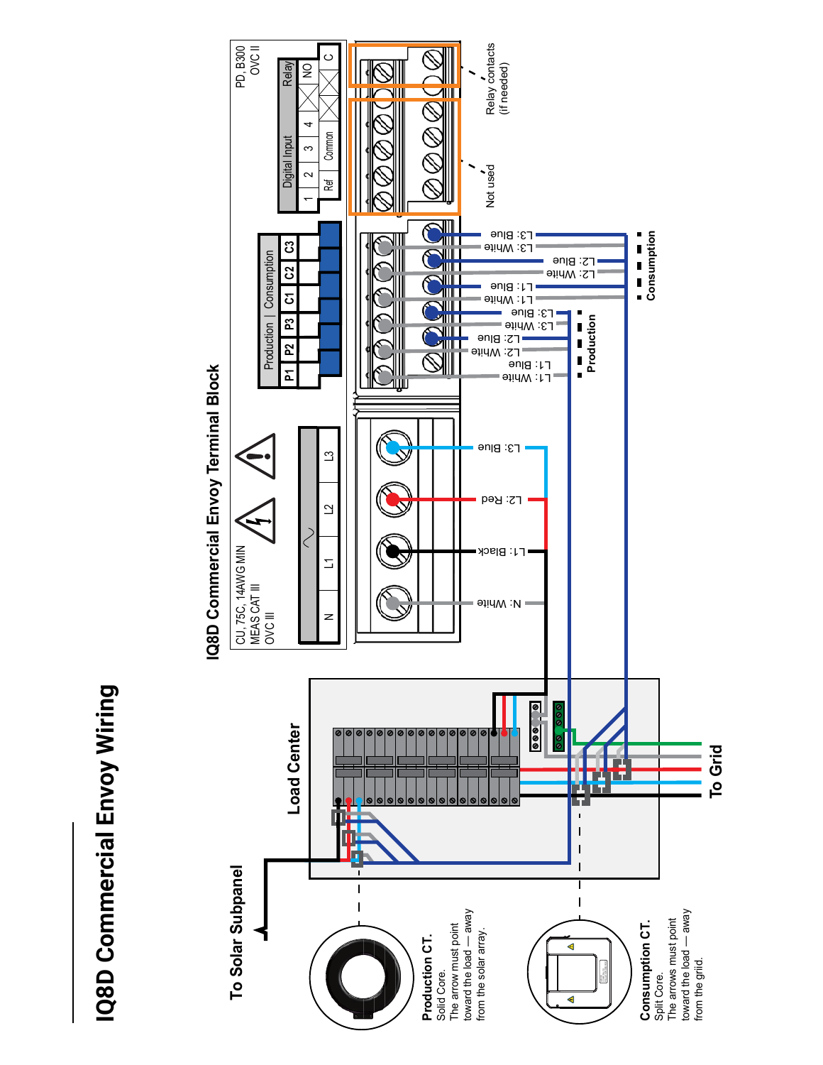# IQ8D Commercial Envoy Wiring

## IQ8D Commercial Envoy Terminal Block

CU, 75C, 14AWG MIN
MEAS CAT III
OVC III

N | L1 | L2 | L3

N: White
L1: Black
L2: Red
L3: Blue

Production | Consumption

P1 | P2 | P3 | C1 | C2 | C3

Production:
L1: White
L1: Blue
L2: White
L2: Blue
L3: White
L3: Blue

Consumption:
L1: White
L1: Blue
L2: White
L2: Blue
L3: White
L3: Blue

PD, B300
OVC II

Digital Input: 1 | 2 | 3 | 4 — Ref | Common

Relay: NO | C

Not used

Relay contacts (if needed)

Load Center

To Solar Subpanel

To Grid

**Production CT.**
Solid Core.
The arrow must point toward the load — away from the solar array.

**Consumption CT.**
Split Core.
The arrows must point toward the load — away from the grid.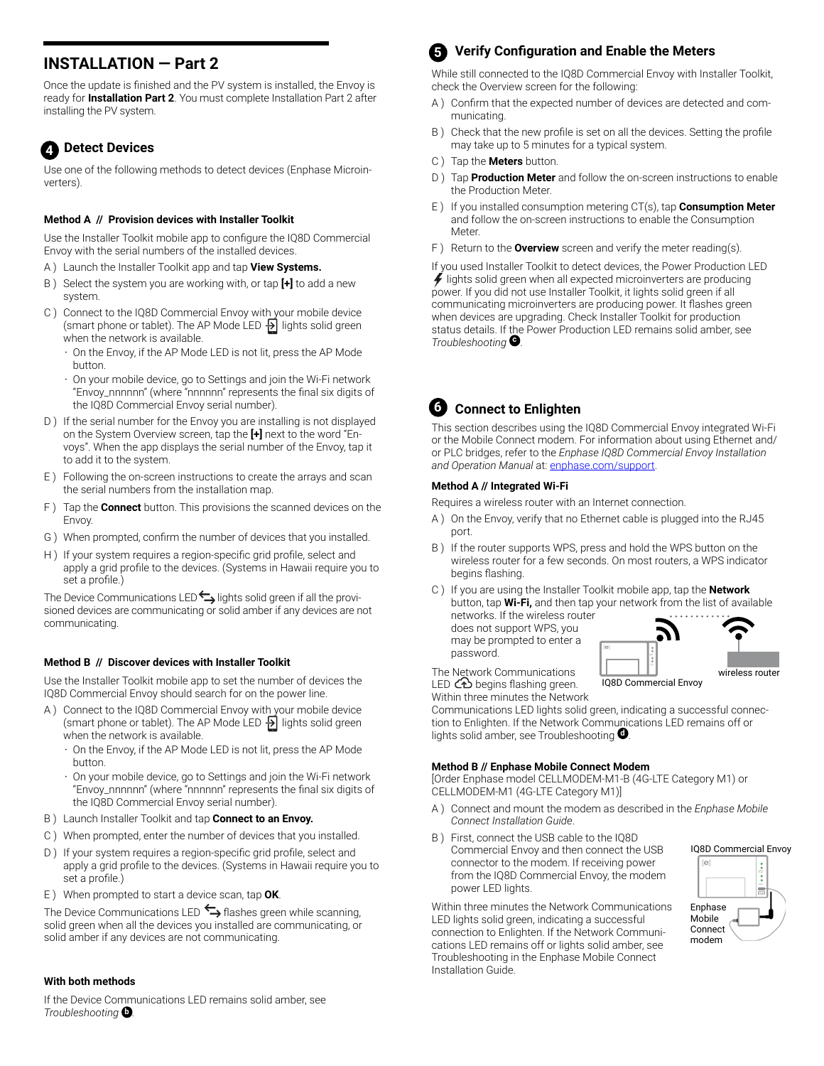## INSTALLATION — Part 2

Once the update is finished and the PV system is installed, the Envoy is ready for **Installation Part 2**. You must complete Installation Part 2 after installing the PV system.

### 4 Detect Devices

Use one of the following methods to detect devices (Enphase Microinverters).

#### Method A // Provision devices with Installer Toolkit

Use the Installer Toolkit mobile app to configure the IQ8D Commercial Envoy with the serial numbers of the installed devices.

A ) Launch the Installer Toolkit app and tap **View Systems.**

B ) Select the system you are working with, or tap **[+]** to add a new system.

C ) Connect to the IQ8D Commercial Envoy with your mobile device (smart phone or tablet). The AP Mode LED lights solid green when the network is available.

- On the Envoy, if the AP Mode LED is not lit, press the AP Mode button.
- On your mobile device, go to Settings and join the Wi-Fi network "Envoy_nnnnnn" (where "nnnnnn" represents the final six digits of the IQ8D Commercial Envoy serial number).

D ) If the serial number for the Envoy you are installing is not displayed on the System Overview screen, tap the **[+]** next to the word "Envoys". When the app displays the serial number of the Envoy, tap it to add it to the system.

E ) Following the on-screen instructions to create the arrays and scan the serial numbers from the installation map.

F ) Tap the **Connect** button. This provisions the scanned devices on the Envoy.

G ) When prompted, confirm the number of devices that you installed.

H ) If your system requires a region-specific grid profile, select and apply a grid profile to the devices. (Systems in Hawaii require you to set a profile.)

The Device Communications LED lights solid green if all the provisioned devices are communicating or solid amber if any devices are not communicating.

#### Method B // Discover devices with Installer Toolkit

Use the Installer Toolkit mobile app to set the number of devices the IQ8D Commercial Envoy should search for on the power line.

A ) Connect to the IQ8D Commercial Envoy with your mobile device (smart phone or tablet). The AP Mode LED lights solid green when the network is available.

- On the Envoy, if the AP Mode LED is not lit, press the AP Mode button.
- On your mobile device, go to Settings and join the Wi-Fi network "Envoy_nnnnnn" (where "nnnnnn" represents the final six digits of the IQ8D Commercial Envoy serial number).

B ) Launch Installer Toolkit and tap **Connect to an Envoy.**

C ) When prompted, enter the number of devices that you installed.

D ) If your system requires a region-specific grid profile, select and apply a grid profile to the devices. (Systems in Hawaii require you to set a profile.)

E ) When prompted to start a device scan, tap **OK**.

The Device Communications LED flashes green while scanning, solid green when all the devices you installed are communicating, or solid amber if any devices are not communicating.

#### With both methods

If the Device Communications LED remains solid amber, see *Troubleshooting* b.

### 5 Verify Configuration and Enable the Meters

While still connected to the IQ8D Commercial Envoy with Installer Toolkit, check the Overview screen for the following:

A ) Confirm that the expected number of devices are detected and communicating.

B ) Check that the new profile is set on all the devices. Setting the profile may take up to 5 minutes for a typical system.

C ) Tap the **Meters** button.

D ) Tap **Production Meter** and follow the on-screen instructions to enable the Production Meter.

E ) If you installed consumption metering CT(s), tap **Consumption Meter** and follow the on-screen instructions to enable the Consumption Meter.

F ) Return to the **Overview** screen and verify the meter reading(s).

If you used Installer Toolkit to detect devices, the Power Production LED lights solid green when all expected microinverters are producing power. If you did not use Installer Toolkit, it lights solid green if all communicating microinverters are producing power. It flashes green when devices are upgrading. Check Installer Toolkit for production status details. If the Power Production LED remains solid amber, see *Troubleshooting* c.

### 6 Connect to Enlighten

This section describes using the IQ8D Commercial Envoy integrated Wi-Fi or the Mobile Connect modem. For information about using Ethernet and/or PLC bridges, refer to the *Enphase IQ8D Commercial Envoy Installation and Operation Manual* at: enphase.com/support.

#### Method A // Integrated Wi-Fi

Requires a wireless router with an Internet connection.

A ) On the Envoy, verify that no Ethernet cable is plugged into the RJ45 port.

B ) If the router supports WPS, press and hold the WPS button on the wireless router for a few seconds. On most routers, a WPS indicator begins flashing.

C ) If you are using the Installer Toolkit mobile app, tap the **Network** button, tap **Wi-Fi,** and then tap your network from the list of available networks. If the wireless router does not support WPS, you may be prompted to enter a password.

IQ8D Commercial Envoy

wireless router

The Network Communications LED begins flashing green. Within three minutes the Network Communications LED lights solid green, indicating a successful connection to Enlighten. If the Network Communications LED remains off or lights solid amber, see Troubleshooting d.

#### Method B // Enphase Mobile Connect Modem

[Order Enphase model CELLMODEM-M1-B (4G-LTE Category M1) or CELLMODEM-M1 (4G-LTE Category M1)]

A ) Connect and mount the modem as described in the *Enphase Mobile Connect Installation Guide*.

B ) First, connect the USB cable to the IQ8D Commercial Envoy and then connect the USB connector to the modem. If receiving power from the IQ8D Commercial Envoy, the modem power LED lights.

IQ8D Commercial Envoy

Enphase Mobile Connect modem

Within three minutes the Network Communications LED lights solid green, indicating a successful connection to Enlighten. If the Network Communications LED remains off or lights solid amber, see Troubleshooting in the Enphase Mobile Connect Installation Guide.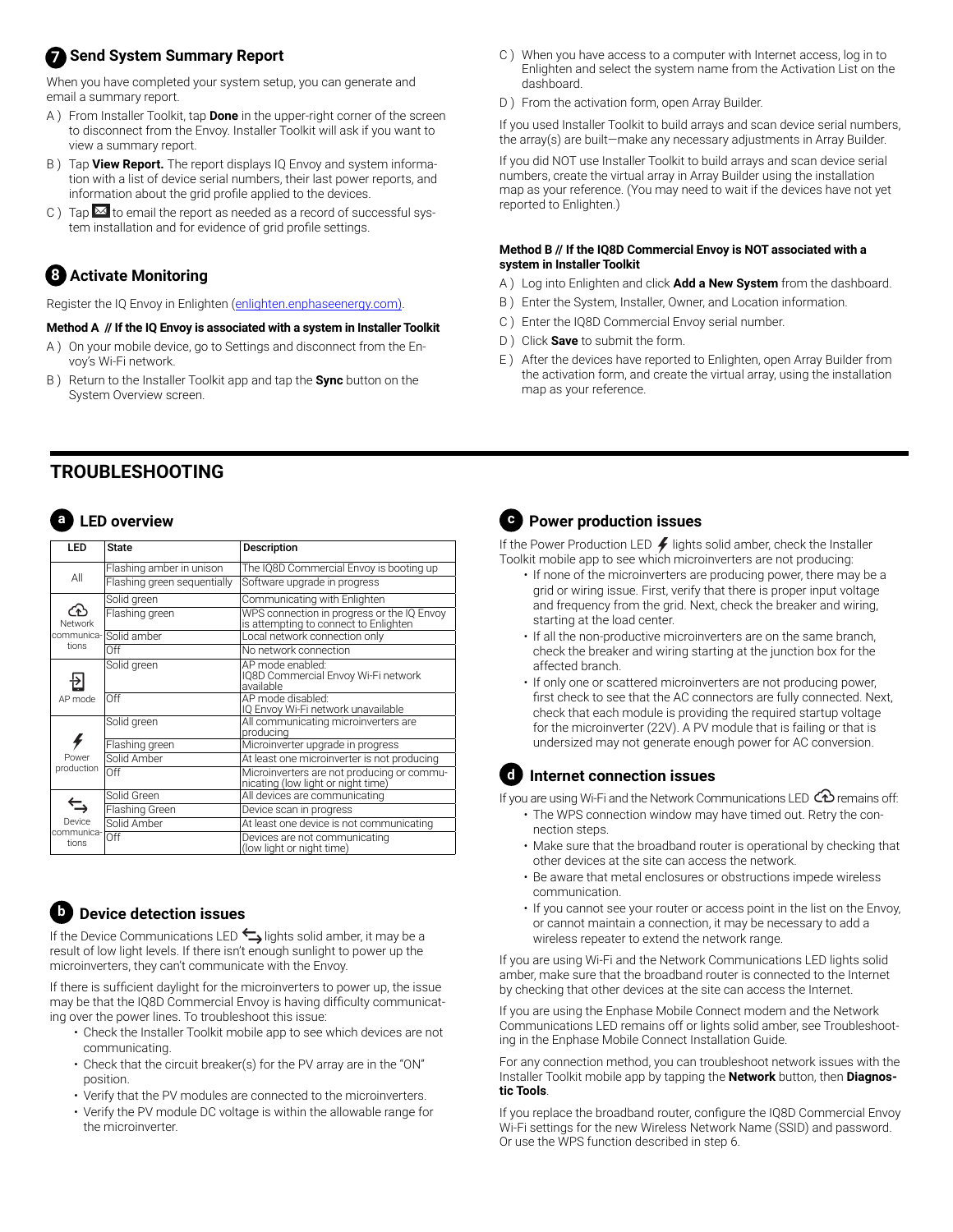## 7 Send System Summary Report

When you have completed your system setup, you can generate and email a summary report.

A ) From Installer Toolkit, tap **Done** in the upper-right corner of the screen to disconnect from the Envoy. Installer Toolkit will ask if you want to view a summary report.

B ) Tap **View Report.** The report displays IQ Envoy and system information with a list of device serial numbers, their last power reports, and information about the grid profile applied to the devices.

C ) Tap ✉ to email the report as needed as a record of successful system installation and for evidence of grid profile settings.

## 8 Activate Monitoring

Register the IQ Envoy in Enlighten (enlighten.enphaseenergy.com).

**Method A // If the IQ Envoy is associated with a system in Installer Toolkit**

A ) On your mobile device, go to Settings and disconnect from the Envoy's Wi-Fi network.

B ) Return to the Installer Toolkit app and tap the **Sync** button on the System Overview screen.

C ) When you have access to a computer with Internet access, log in to Enlighten and select the system name from the Activation List on the dashboard.

D ) From the activation form, open Array Builder.

If you used Installer Toolkit to build arrays and scan device serial numbers, the array(s) are built—make any necessary adjustments in Array Builder.

If you did NOT use Installer Toolkit to build arrays and scan device serial numbers, create the virtual array in Array Builder using the installation map as your reference. (You may need to wait if the devices have not yet reported to Enlighten.)

**Method B // If the IQ8D Commercial Envoy is NOT associated with a system in Installer Toolkit**

A ) Log into Enlighten and click **Add a New System** from the dashboard.

B ) Enter the System, Installer, Owner, and Location information.

C ) Enter the IQ8D Commercial Envoy serial number.

D ) Click **Save** to submit the form.

E ) After the devices have reported to Enlighten, open Array Builder from the activation form, and create the virtual array, using the installation map as your reference.

# TROUBLESHOOTING

## a LED overview

| LED | State | Description |
|---|---|---|
| All | Flashing amber in unison | The IQ8D Commercial Envoy is booting up |
| | Flashing green sequentially | Software upgrade in progress |
| Network communications | Solid green | Communicating with Enlighten |
| | Flashing green | WPS connection in progress or the IQ Envoy is attempting to connect to Enlighten |
| | Solid amber | Local network connection only |
| | Off | No network connection |
| AP mode | Solid green | AP mode enabled: IQ8D Commercial Envoy Wi-Fi network available |
| | Off | AP mode disabled: IQ Envoy Wi-Fi network unavailable |
| Power production | Solid green | All communicating microinverters are producing |
| | Flashing green | Microinverter upgrade in progress |
| | Solid Amber | At least one microinverter is not producing |
| | Off | Microinverters are not producing or communicating (low light or night time) |
| Device communications | Solid Green | All devices are communicating |
| | Flashing Green | Device scan in progress |
| | Solid Amber | At least one device is not communicating |
| | Off | Devices are not communicating (low light or night time) |

## b Device detection issues

If the Device Communications LED ⇆ lights solid amber, it may be a result of low light levels. If there isn't enough sunlight to power up the microinverters, they can't communicate with the Envoy.

If there is sufficient daylight for the microinverters to power up, the issue may be that the IQ8D Commercial Envoy is having difficulty communicating over the power lines. To troubleshoot this issue:

- Check the Installer Toolkit mobile app to see which devices are not communicating.
- Check that the circuit breaker(s) for the PV array are in the "ON" position.
- Verify that the PV modules are connected to the microinverters.
- Verify the PV module DC voltage is within the allowable range for the microinverter.

## c Power production issues

If the Power Production LED ⚡ lights solid amber, check the Installer Toolkit mobile app to see which microinverters are not producing:

- If none of the microinverters are producing power, there may be a grid or wiring issue. First, verify that there is proper input voltage and frequency from the grid. Next, check the breaker and wiring, starting at the load center.
- If all the non-productive microinverters are on the same branch, check the breaker and wiring starting at the junction box for the affected branch.
- If only one or scattered microinverters are not producing power, first check to see that the AC connectors are fully connected. Next, check that each module is providing the required startup voltage for the microinverter (22V). A PV module that is failing or that is undersized may not generate enough power for AC conversion.

## d Internet connection issues

If you are using Wi-Fi and the Network Communications LED remains off:

- The WPS connection window may have timed out. Retry the connection steps.
- Make sure that the broadband router is operational by checking that other devices at the site can access the network.
- Be aware that metal enclosures or obstructions impede wireless communication.
- If you cannot see your router or access point in the list on the Envoy, or cannot maintain a connection, it may be necessary to add a wireless repeater to extend the network range.

If you are using Wi-Fi and the Network Communications LED lights solid amber, make sure that the broadband router is connected to the Internet by checking that other devices at the site can access the Internet.

If you are using the Enphase Mobile Connect modem and the Network Communications LED remains off or lights solid amber, see Troubleshooting in the Enphase Mobile Connect Installation Guide.

For any connection method, you can troubleshoot network issues with the Installer Toolkit mobile app by tapping the **Network** button, then **Diagnostic Tools**.

If you replace the broadband router, configure the IQ8D Commercial Envoy Wi-Fi settings for the new Wireless Network Name (SSID) and password. Or use the WPS function described in step 6.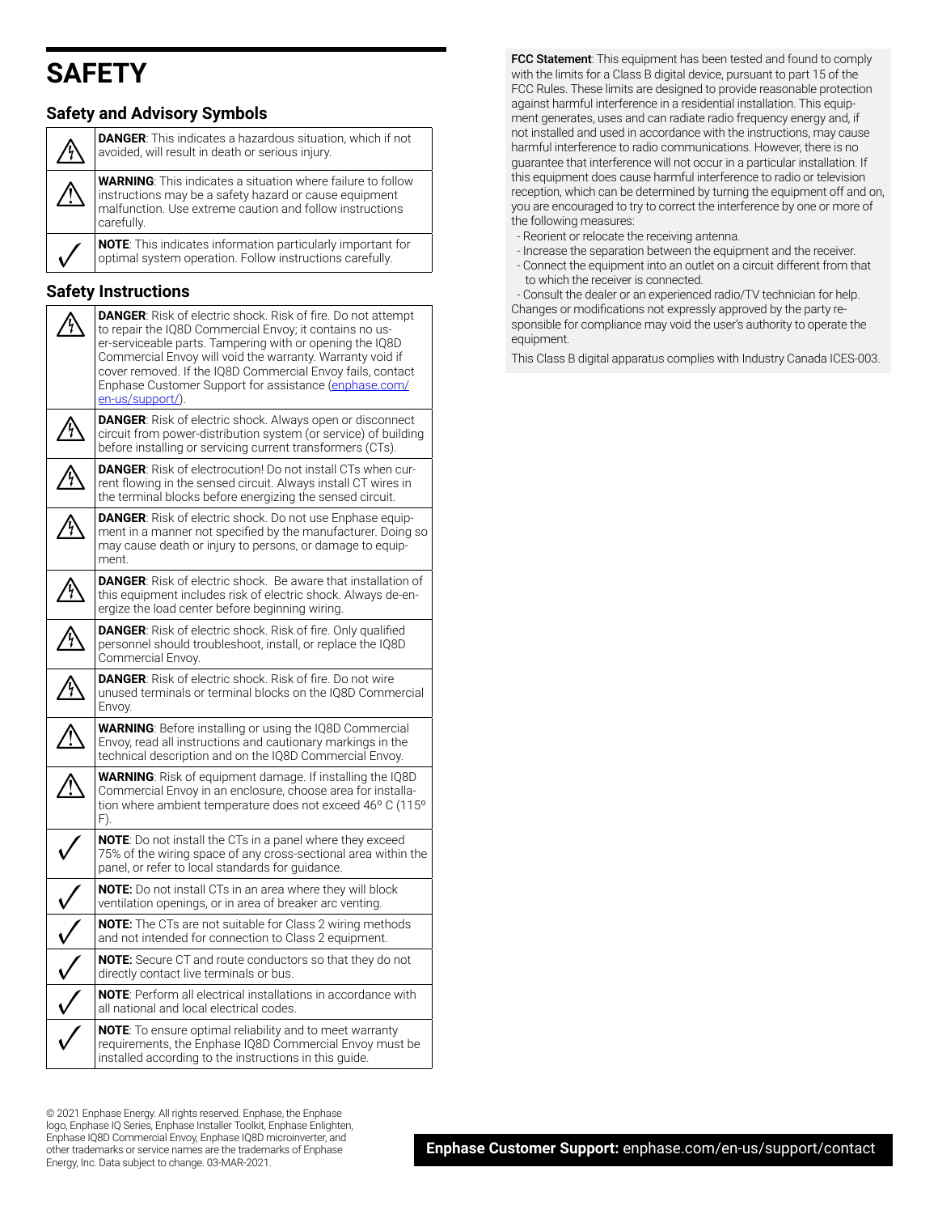# SAFETY

## Safety and Advisory Symbols

| | |
|---|---|
| ⚠ | **DANGER**: This indicates a hazardous situation, which if not avoided, will result in death or serious injury. |
| ⚠ | **WARNING**: This indicates a situation where failure to follow instructions may be a safety hazard or cause equipment malfunction. Use extreme caution and follow instructions carefully. |
| ✓ | **NOTE**: This indicates information particularly important for optimal system operation. Follow instructions carefully. |

## Safety Instructions

| | |
|---|---|
| ⚠ | **DANGER**: Risk of electric shock. Risk of fire. Do not attempt to repair the IQ8D Commercial Envoy; it contains no user-serviceable parts. Tampering with or opening the IQ8D Commercial Envoy will void the warranty. Warranty void if cover removed. If the IQ8D Commercial Envoy fails, contact Enphase Customer Support for assistance (enphase.com/en-us/support/). |
| ⚠ | **DANGER**: Risk of electric shock. Always open or disconnect circuit from power-distribution system (or service) of building before installing or servicing current transformers (CTs). |
| ⚠ | **DANGER**: Risk of electrocution! Do not install CTs when current flowing in the sensed circuit. Always install CT wires in the terminal blocks before energizing the sensed circuit. |
| ⚠ | **DANGER**: Risk of electric shock. Do not use Enphase equipment in a manner not specified by the manufacturer. Doing so may cause death or injury to persons, or damage to equipment. |
| ⚠ | **DANGER**: Risk of electric shock. Be aware that installation of this equipment includes risk of electric shock. Always de-energize the load center before beginning wiring. |
| ⚠ | **DANGER**: Risk of electric shock. Risk of fire. Only qualified personnel should troubleshoot, install, or replace the IQ8D Commercial Envoy. |
| ⚠ | **DANGER**: Risk of electric shock. Risk of fire. Do not wire unused terminals or terminal blocks on the IQ8D Commercial Envoy. |
| ⚠ | **WARNING**: Before installing or using the IQ8D Commercial Envoy, read all instructions and cautionary markings in the technical description and on the IQ8D Commercial Envoy. |
| ⚠ | **WARNING**: Risk of equipment damage. If installing the IQ8D Commercial Envoy in an enclosure, choose area for installation where ambient temperature does not exceed 46° C (115° F). |
| ✓ | **NOTE**: Do not install the CTs in a panel where they exceed 75% of the wiring space of any cross-sectional area within the panel, or refer to local standards for guidance. |
| ✓ | **NOTE:** Do not install CTs in an area where they will block ventilation openings, or in area of breaker arc venting. |
| ✓ | **NOTE:** The CTs are not suitable for Class 2 wiring methods and not intended for connection to Class 2 equipment. |
| ✓ | **NOTE:** Secure CT and route conductors so that they do not directly contact live terminals or bus. |
| ✓ | **NOTE**: Perform all electrical installations in accordance with all national and local electrical codes. |
| ✓ | **NOTE**: To ensure optimal reliability and to meet warranty requirements, the Enphase IQ8D Commercial Envoy must be installed according to the instructions in this guide. |

**FCC Statement**: This equipment has been tested and found to comply with the limits for a Class B digital device, pursuant to part 15 of the FCC Rules. These limits are designed to provide reasonable protection against harmful interference in a residential installation. This equipment generates, uses and can radiate radio frequency energy and, if not installed and used in accordance with the instructions, may cause harmful interference to radio communications. However, there is no guarantee that interference will not occur in a particular installation. If this equipment does cause harmful interference to radio or television reception, which can be determined by turning the equipment off and on, you are encouraged to try to correct the interference by one or more of the following measures:

- Reorient or relocate the receiving antenna.
- Increase the separation between the equipment and the receiver.
- Connect the equipment into an outlet on a circuit different from that to which the receiver is connected.
- Consult the dealer or an experienced radio/TV technician for help.

Changes or modifications not expressly approved by the party responsible for compliance may void the user's authority to operate the equipment.

This Class B digital apparatus complies with Industry Canada ICES-003.

© 2021 Enphase Energy. All rights reserved. Enphase, the Enphase logo, Enphase IQ Series, Enphase Installer Toolkit, Enphase Enlighten, Enphase IQ8D Commercial Envoy, Enphase IQ8D microinverter, and other trademarks or service names are the trademarks of Enphase Energy, Inc. Data subject to change. 03-MAR-2021.

**Enphase Customer Support:** enphase.com/en-us/support/contact